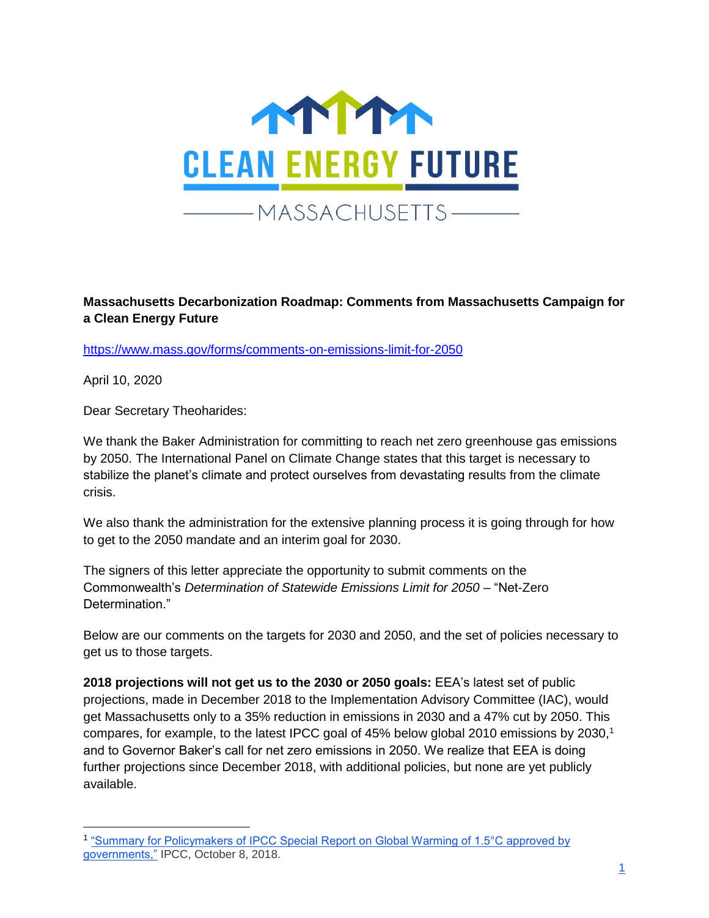CLEAN ENERGY FUTURE

MASSACHUSETTS

**Massachusetts Decarbonization Roadmap: Comments from Massachusetts Campaign for a Clean Energy Future**

https://www.mass.gov/forms/comments-on-emissions-limit-for-2050

April 10, 2020

Dear Secretary Theoharides:

We thank the Baker Administration for committing to reach net zero greenhouse gas emissions by 2050. The International Panel on Climate Change states that this target is necessary to stabilize the planet's climate and protect ourselves from devastating results from the climate crisis.

We also thank the administration for the extensive planning process it is going through for how to get to the 2050 mandate and an interim goal for 2030.

The signers of this letter appreciate the opportunity to submit comments on the Commonwealth's *Determination of Statewide Emissions Limit for 2050* – "Net-Zero Determination."

Below are our comments on the targets for 2030 and 2050, and the set of policies necessary to get us to those targets.

**2018 projections will not get us to the 2030 or 2050 goals:** EEA's latest set of public projections, made in December 2018 to the Implementation Advisory Committee (IAC), would get Massachusetts only to a 35% reduction in emissions in 2030 and a 47% cut by 2050. This compares, for example, to the latest IPCC goal of 45% below global 2010 emissions by 2030,[1] and to Governor Baker's call for net zero emissions in 2050. We realize that EEA is doing further projections since December 2018, with additional policies, but none are yet publicly available.

---

[1] "Summary for Policymakers of IPCC Special Report on Global Warming of 1.5°C approved by governments," IPCC, October 8, 2018.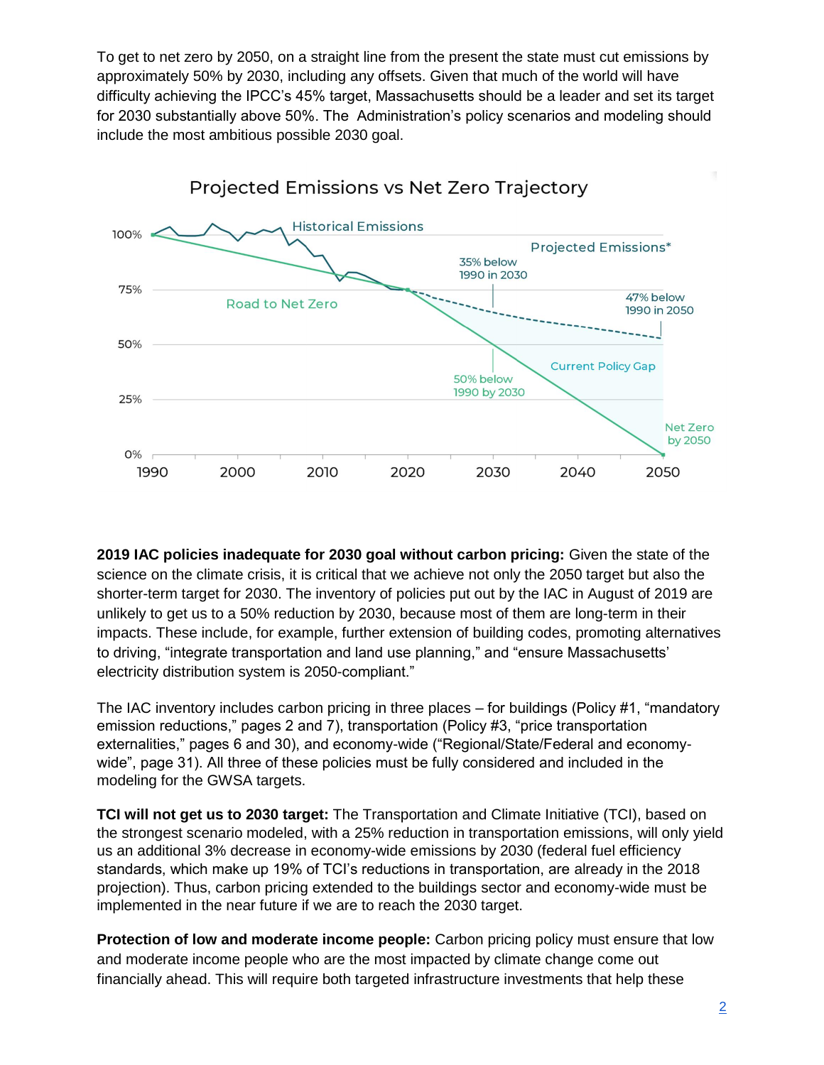To get to net zero by 2050, on a straight line from the present the state must cut emissions by approximately 50% by 2030, including any offsets. Given that much of the world will have difficulty achieving the IPCC's 45% target, Massachusetts should be a leader and set its target for 2030 substantially above 50%. The Administration's policy scenarios and modeling should include the most ambitious possible 2030 goal.

Projected Emissions vs Net Zero Trajectory

**2019 IAC policies inadequate for 2030 goal without carbon pricing:** Given the state of the science on the climate crisis, it is critical that we achieve not only the 2050 target but also the shorter-term target for 2030. The inventory of policies put out by the IAC in August of 2019 are unlikely to get us to a 50% reduction by 2030, because most of them are long-term in their impacts. These include, for example, further extension of building codes, promoting alternatives to driving, "integrate transportation and land use planning," and "ensure Massachusetts' electricity distribution system is 2050-compliant."

The IAC inventory includes carbon pricing in three places – for buildings (Policy #1, "mandatory emission reductions," pages 2 and 7), transportation (Policy #3, "price transportation externalities," pages 6 and 30), and economy-wide ("Regional/State/Federal and economy-wide", page 31). All three of these policies must be fully considered and included in the modeling for the GWSA targets.

**TCI will not get us to 2030 target:** The Transportation and Climate Initiative (TCI), based on the strongest scenario modeled, with a 25% reduction in transportation emissions, will only yield us an additional 3% decrease in economy-wide emissions by 2030 (federal fuel efficiency standards, which make up 19% of TCI's reductions in transportation, are already in the 2018 projection). Thus, carbon pricing extended to the buildings sector and economy-wide must be implemented in the near future if we are to reach the 2030 target.

**Protection of low and moderate income people:** Carbon pricing policy must ensure that low and moderate income people who are the most impacted by climate change come out financially ahead. This will require both targeted infrastructure investments that help these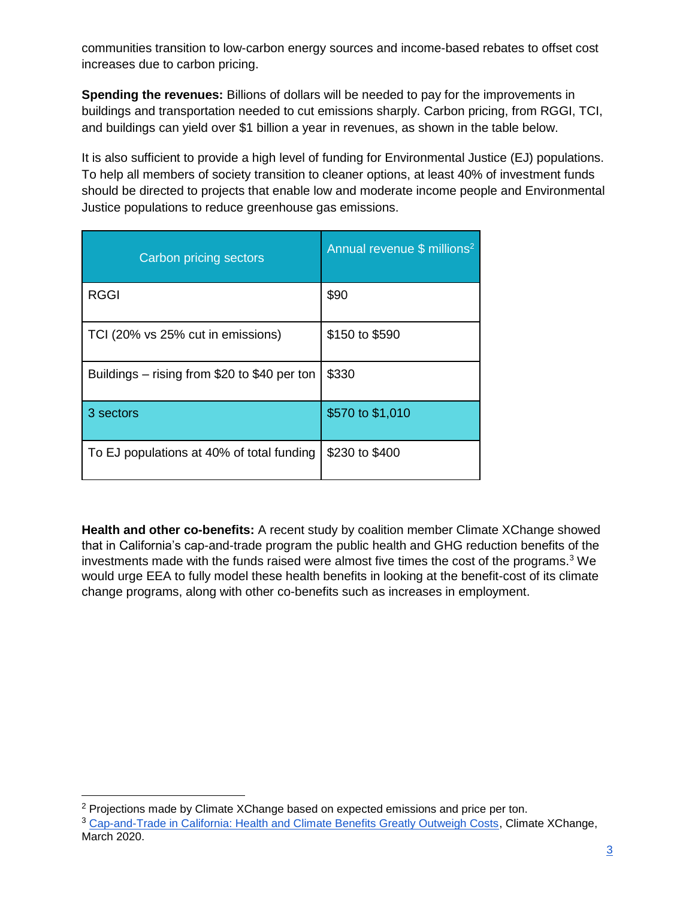communities transition to low-carbon energy sources and income-based rebates to offset cost increases due to carbon pricing.

**Spending the revenues:** Billions of dollars will be needed to pay for the improvements in buildings and transportation needed to cut emissions sharply. Carbon pricing, from RGGI, TCI, and buildings can yield over $1 billion a year in revenues, as shown in the table below.

It is also sufficient to provide a high level of funding for Environmental Justice (EJ) populations. To help all members of society transition to cleaner options, at least 40% of investment funds should be directed to projects that enable low and moderate income people and Environmental Justice populations to reduce greenhouse gas emissions.

| Carbon pricing sectors | Annual revenue $ millions[2] |
|---|---|
| RGGI | $90 |
| TCI (20% vs 25% cut in emissions) | $150 to $590 |
| Buildings – rising from $20 to $40 per ton | $330 |
| 3 sectors | $570 to $1,010 |
| To EJ populations at 40% of total funding | $230 to $400 |

**Health and other co-benefits:** A recent study by coalition member Climate XChange showed that in California's cap-and-trade program the public health and GHG reduction benefits of the investments made with the funds raised were almost five times the cost of the programs.[3] We would urge EEA to fully model these health benefits in looking at the benefit-cost of its climate change programs, along with other co-benefits such as increases in employment.

---

[2] Projections made by Climate XChange based on expected emissions and price per ton.

[3] Cap-and-Trade in California: Health and Climate Benefits Greatly Outweigh Costs, Climate XChange, March 2020.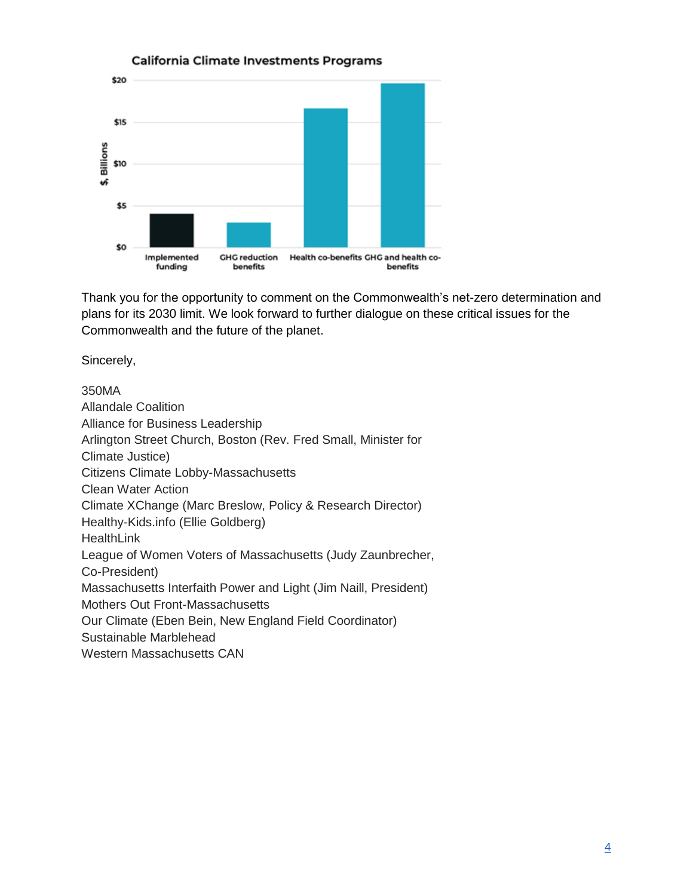California Climate Investments Programs

$20
$15
$10
$5
$0

$, Billions

Implemented funding
GHG reduction benefits
Health co-benefits
GHG and health co-benefits

Thank you for the opportunity to comment on the Commonwealth's net-zero determination and plans for its 2030 limit. We look forward to further dialogue on these critical issues for the Commonwealth and the future of the planet.

Sincerely,

350MA
Allandale Coalition
Alliance for Business Leadership
Arlington Street Church, Boston (Rev. Fred Small, Minister for Climate Justice)
Citizens Climate Lobby-Massachusetts
Clean Water Action
Climate XChange (Marc Breslow, Policy & Research Director)
Healthy-Kids.info (Ellie Goldberg)
HealthLink
League of Women Voters of Massachusetts (Judy Zaunbrecher, Co-President)
Massachusetts Interfaith Power and Light (Jim Naill, President)
Mothers Out Front-Massachusetts
Our Climate (Eben Bein, New England Field Coordinator)
Sustainable Marblehead
Western Massachusetts CAN